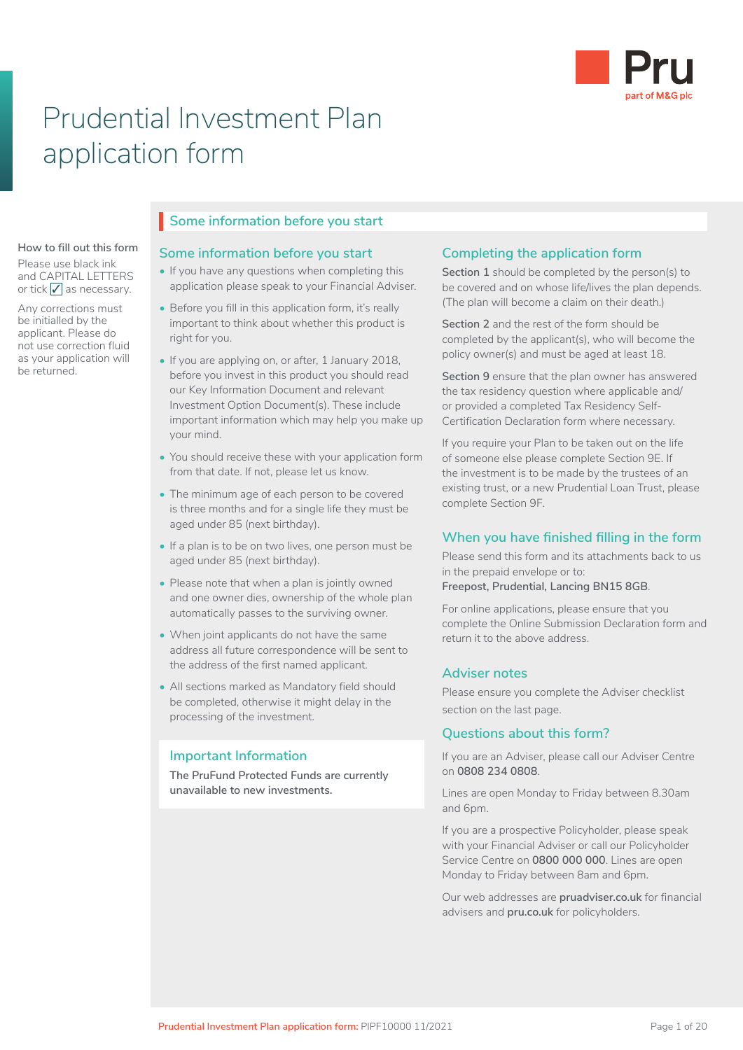Pru
part of M&G plc

# Prudential Investment Plan application form

**How to fill out this form**

Please use black ink and CAPITAL LETTERS or tick ✓ as necessary.

Any corrections must be initialled by the applicant. Please do not use correction fluid as your application will be returned.

## Some information before you start

### Some information before you start

- If you have any questions when completing this application please speak to your Financial Adviser.
- Before you fill in this application form, it's really important to think about whether this product is right for you.
- If you are applying on, or after, 1 January 2018, before you invest in this product you should read our Key Information Document and relevant Investment Option Document(s). These include important information which may help you make up your mind.
- You should receive these with your application form from that date. If not, please let us know.
- The minimum age of each person to be covered is three months and for a single life they must be aged under 85 (next birthday).
- If a plan is to be on two lives, one person must be aged under 85 (next birthday).
- Please note that when a plan is jointly owned and one owner dies, ownership of the whole plan automatically passes to the surviving owner.
- When joint applicants do not have the same address all future correspondence will be sent to the address of the first named applicant.
- All sections marked as Mandatory field should be completed, otherwise it might delay in the processing of the investment.

### Important Information

**The PruFund Protected Funds are currently unavailable to new investments.**

### Completing the application form

Section 1 should be completed by the person(s) to be covered and on whose life/lives the plan depends. (The plan will become a claim on their death.)

Section 2 and the rest of the form should be completed by the applicant(s), who will become the policy owner(s) and must be aged at least 18.

Section 9 ensure that the plan owner has answered the tax residency question where applicable and/or provided a completed Tax Residency Self-Certification Declaration form where necessary.

If you require your Plan to be taken out on the life of someone else please complete Section 9E. If the investment is to be made by the trustees of an existing trust, or a new Prudential Loan Trust, please complete Section 9F.

### When you have finished filling in the form

Please send this form and its attachments back to us in the prepaid envelope or to:
**Freepost, Prudential, Lancing BN15 8GB**.

For online applications, please ensure that you complete the Online Submission Declaration form and return it to the above address.

### Adviser notes

Please ensure you complete the Adviser checklist section on the last page.

### Questions about this form?

If you are an Adviser, please call our Adviser Centre on **0808 234 0808**.

Lines are open Monday to Friday between 8.30am and 6pm.

If you are a prospective Policyholder, please speak with your Financial Adviser or call our Policyholder Service Centre on **0800 000 000**. Lines are open Monday to Friday between 8am and 6pm.

Our web addresses are **pruadviser.co.uk** for financial advisers and **pru.co.uk** for policyholders.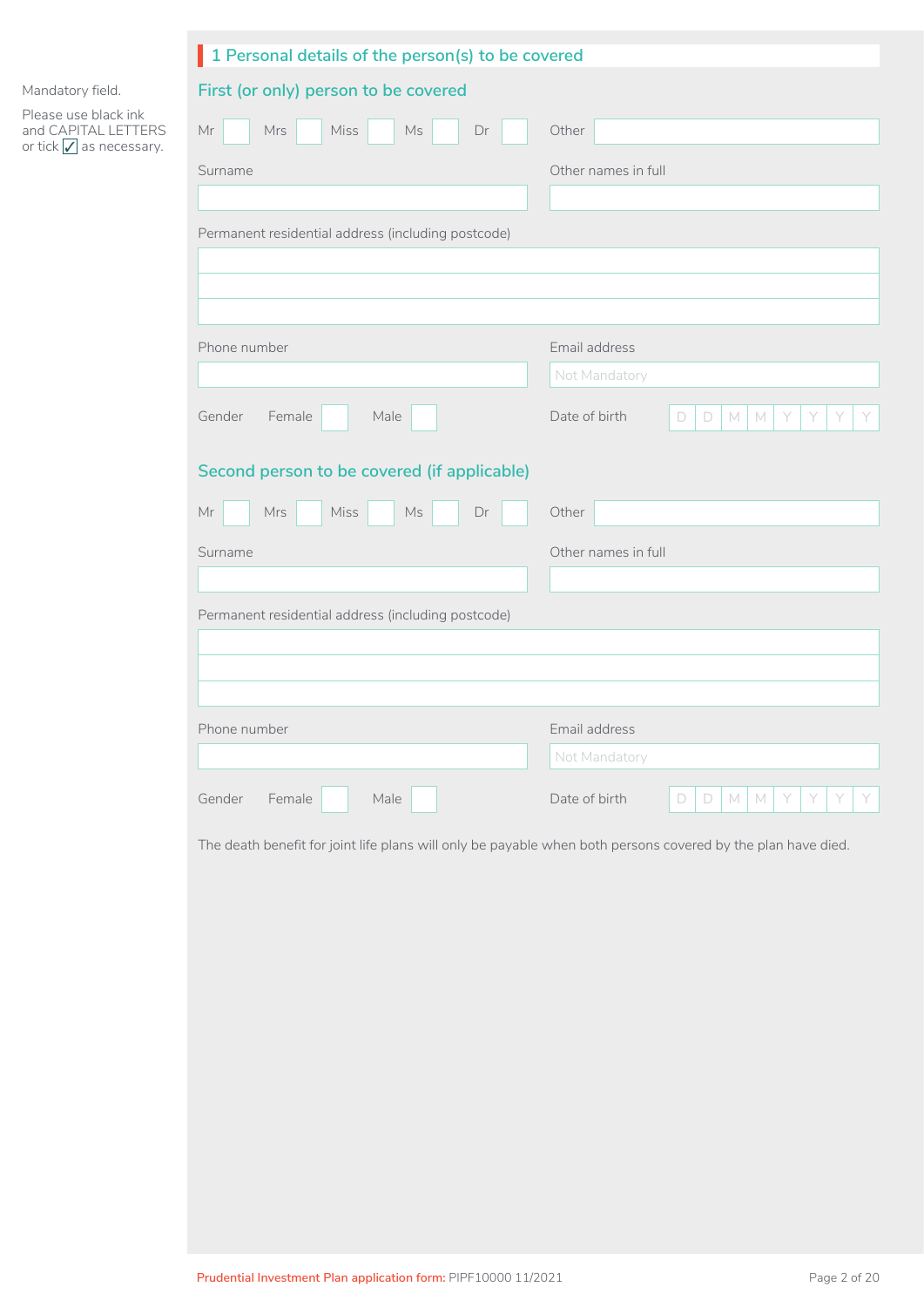Mandatory field.

Please use black ink and CAPITAL LETTERS or tick ✓ as necessary.

## 1 Personal details of the person(s) to be covered

### First (or only) person to be covered

Mr ☐ Mrs ☐ Miss ☐ Ms ☐ Dr ☐ Other

Surname

Other names in full

Permanent residential address (including postcode)

Phone number

Email address

Not Mandatory

Gender Female ☐ Male ☐

Date of birth D D M M Y Y Y Y

### Second person to be covered (if applicable)

Mr ☐ Mrs ☐ Miss ☐ Ms ☐ Dr ☐ Other

Surname

Other names in full

Permanent residential address (including postcode)

Phone number

Email address

Not Mandatory

Gender Female ☐ Male ☐

Date of birth D D M M Y Y Y Y

The death benefit for joint life plans will only be payable when both persons covered by the plan have died.

Prudential Investment Plan application form: PIPF10000 11/2021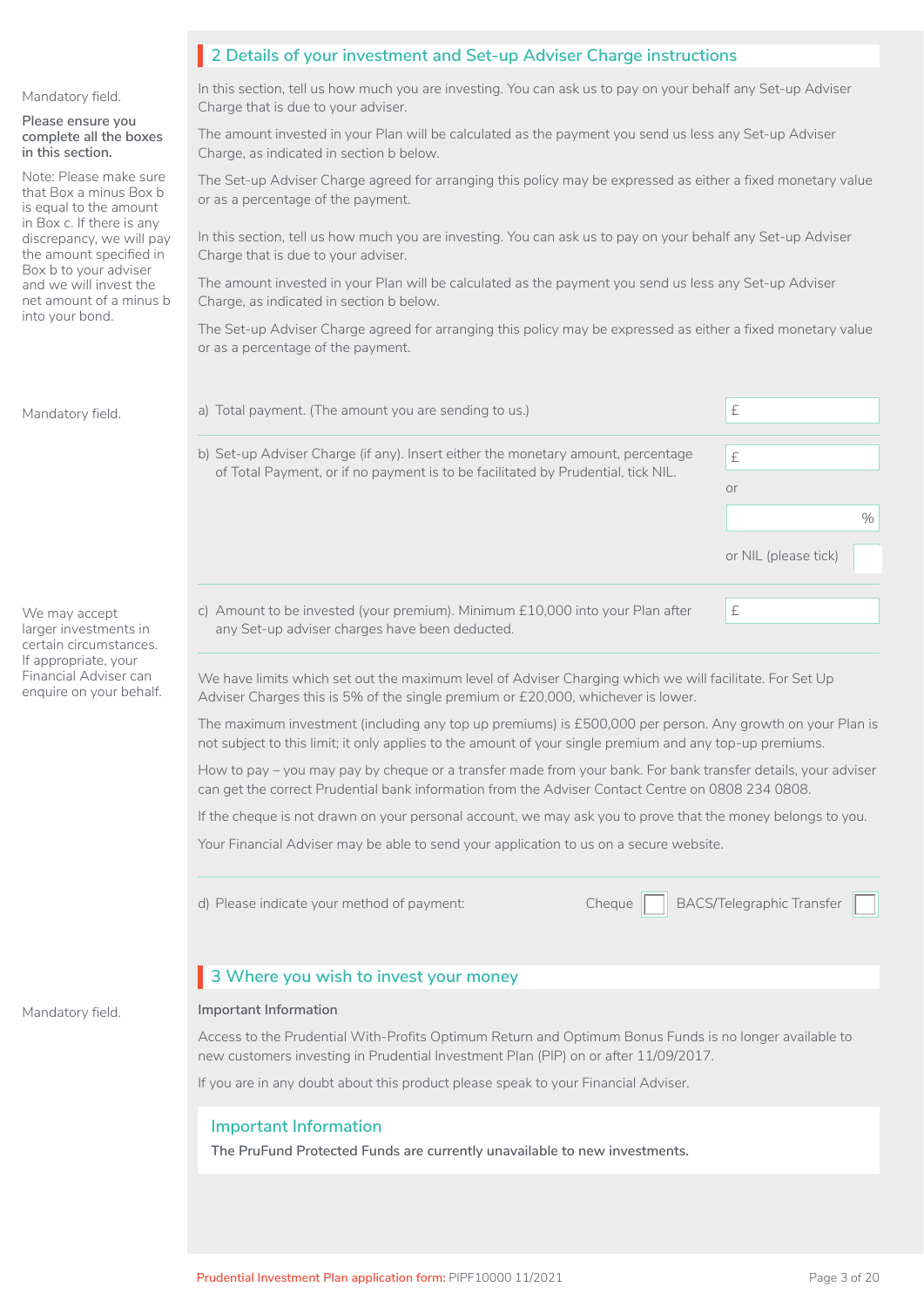## 2 Details of your investment and Set-up Adviser Charge instructions

Mandatory field.

**Please ensure you complete all the boxes in this section.**

Note: Please make sure that Box a minus Box b is equal to the amount in Box c. If there is any discrepancy, we will pay the amount specified in Box b to your adviser and we will invest the net amount of a minus b into your bond.

In this section, tell us how much you are investing. You can ask us to pay on your behalf any Set-up Adviser Charge that is due to your adviser.

The amount invested in your Plan will be calculated as the payment you send us less any Set-up Adviser Charge, as indicated in section b below.

The Set-up Adviser Charge agreed for arranging this policy may be expressed as either a fixed monetary value or as a percentage of the payment.

In this section, tell us how much you are investing. You can ask us to pay on your behalf any Set-up Adviser Charge that is due to your adviser.

The amount invested in your Plan will be calculated as the payment you send us less any Set-up Adviser Charge, as indicated in section b below.

The Set-up Adviser Charge agreed for arranging this policy may be expressed as either a fixed monetary value or as a percentage of the payment.

Mandatory field.

a) Total payment. (The amount you are sending to us.) £

b) Set-up Adviser Charge (if any). Insert either the monetary amount, percentage of Total Payment, or if no payment is to be facilitated by Prudential, tick NIL. £ or % or NIL (please tick) ☐

We may accept larger investments in certain circumstances. If appropriate, your Financial Adviser can enquire on your behalf.

c) Amount to be invested (your premium). Minimum £10,000 into your Plan after any Set-up adviser charges have been deducted. £

We have limits which set out the maximum level of Adviser Charging which we will facilitate. For Set Up Adviser Charges this is 5% of the single premium or £20,000, whichever is lower.

The maximum investment (including any top up premiums) is £500,000 per person. Any growth on your Plan is not subject to this limit; it only applies to the amount of your single premium and any top-up premiums.

How to pay – you may pay by cheque or a transfer made from your bank. For bank transfer details, your adviser can get the correct Prudential bank information from the Adviser Contact Centre on 0808 234 0808.

If the cheque is not drawn on your personal account, we may ask you to prove that the money belongs to you.

Your Financial Adviser may be able to send your application to us on a secure website.

d) Please indicate your method of payment: Cheque ☐ BACS/Telegraphic Transfer ☐

## 3 Where you wish to invest your money

Mandatory field.

**Important Information**

Access to the Prudential With-Profits Optimum Return and Optimum Bonus Funds is no longer available to new customers investing in Prudential Investment Plan (PIP) on or after 11/09/2017.

If you are in any doubt about this product please speak to your Financial Adviser.

### Important Information

**The PruFund Protected Funds are currently unavailable to new investments.**

Prudential Investment Plan application form: PIPF10000 11/2021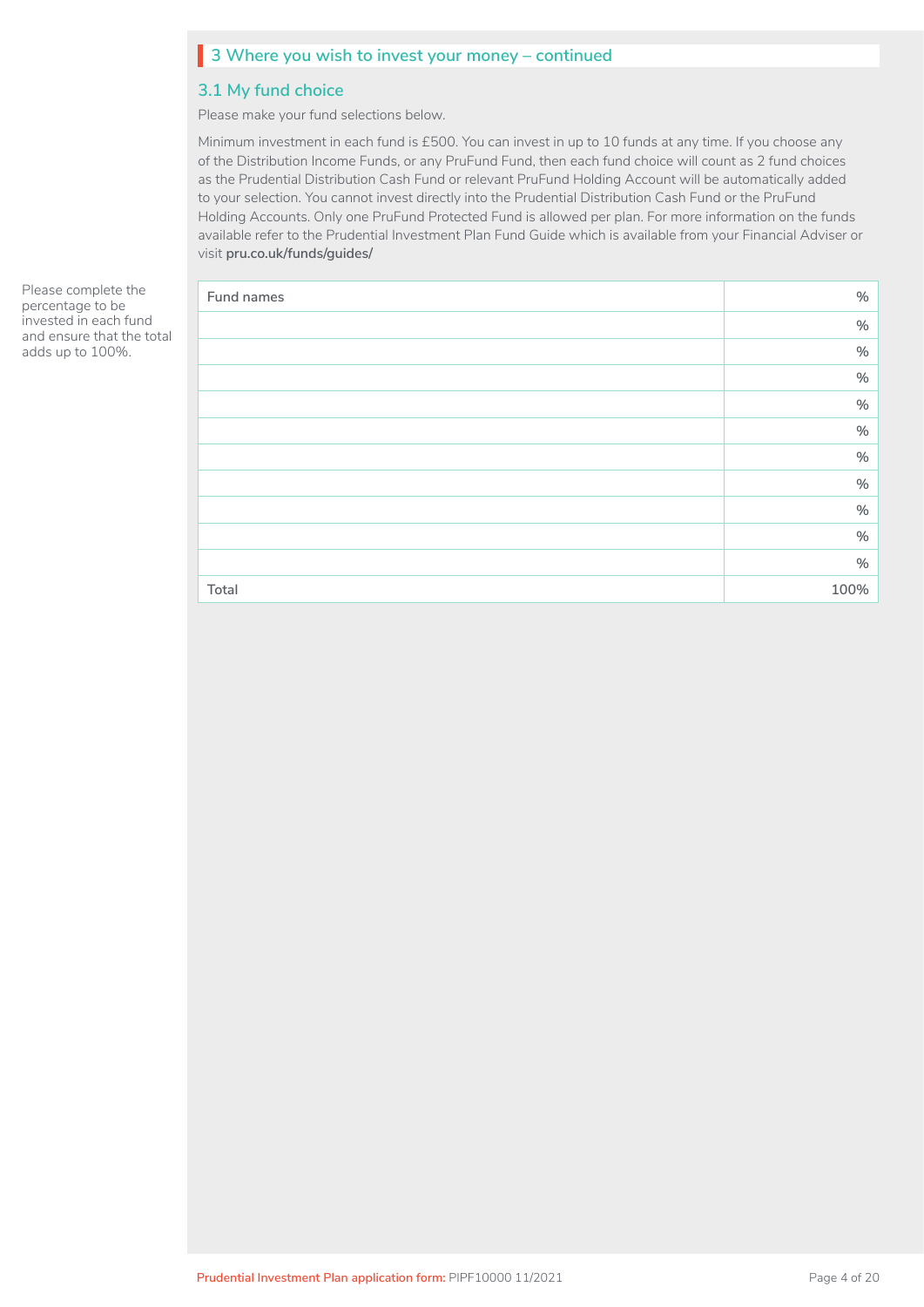## 3 Where you wish to invest your money – continued

### 3.1 My fund choice

Please make your fund selections below.

Minimum investment in each fund is £500. You can invest in up to 10 funds at any time. If you choose any of the Distribution Income Funds, or any PruFund Fund, then each fund choice will count as 2 fund choices as the Prudential Distribution Cash Fund or relevant PruFund Holding Account will be automatically added to your selection. You cannot invest directly into the Prudential Distribution Cash Fund or the PruFund Holding Accounts. Only one PruFund Protected Fund is allowed per plan. For more information on the funds available refer to the Prudential Investment Plan Fund Guide which is available from your Financial Adviser or visit **pru.co.uk/funds/guides/**

Please complete the percentage to be invested in each fund and ensure that the total adds up to 100%.

| Fund names | % |
|---|---|
| | % |
| | % |
| | % |
| | % |
| | % |
| | % |
| | % |
| | % |
| | % |
| | % |
| Total | 100% |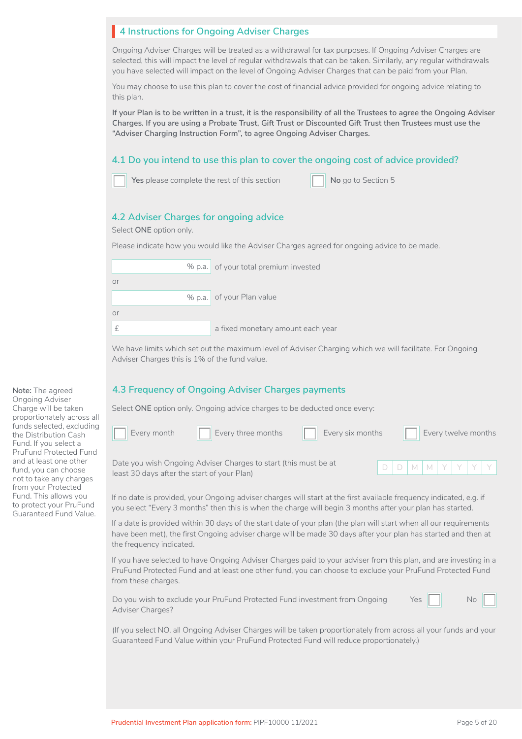## 4 Instructions for Ongoing Adviser Charges

Ongoing Adviser Charges will be treated as a withdrawal for tax purposes. If Ongoing Adviser Charges are selected, this will impact the level of regular withdrawals that can be taken. Similarly, any regular withdrawals you have selected will impact on the level of Ongoing Adviser Charges that can be paid from your Plan.

You may choose to use this plan to cover the cost of financial advice provided for ongoing advice relating to this plan.

**If your Plan is to be written in a trust, it is the responsibility of all the Trustees to agree the Ongoing Adviser Charges. If you are using a Probate Trust, Gift Trust or Discounted Gift Trust then Trustees must use the "Adviser Charging Instruction Form", to agree Ongoing Adviser Charges.**

### 4.1 Do you intend to use this plan to cover the ongoing cost of advice provided?

☐ **Yes** please complete the rest of this section ☐ **No** go to Section 5

### 4.2 Adviser Charges for ongoing advice

Select **ONE** option only.

Please indicate how you would like the Adviser Charges agreed for ongoing advice to be made.

[ % p.a.] of your total premium invested

or

[ % p.a.] of your Plan value

or

[£ ] a fixed monetary amount each year

We have limits which set out the maximum level of Adviser Charging which we will facilitate. For Ongoing Adviser Charges this is 1% of the fund value.

**Note:** The agreed Ongoing Adviser Charge will be taken proportionately across all funds selected, excluding the Distribution Cash Fund. If you select a PruFund Protected Fund and at least one other fund, you can choose not to take any charges from your Protected Fund. This allows you to protect your PruFund Guaranteed Fund Value.

### 4.3 Frequency of Ongoing Adviser Charges payments

Select **ONE** option only. Ongoing advice charges to be deducted once every:

☐ Every month ☐ Every three months ☐ Every six months ☐ Every twelve months

Date you wish Ongoing Adviser Charges to start (this must be at least 30 days after the start of your Plan) D D M M Y Y Y Y

If no date is provided, your Ongoing adviser charges will start at the first available frequency indicated, e.g. if you select "Every 3 months" then this is when the charge will begin 3 months after your plan has started.

If a date is provided within 30 days of the start date of your plan (the plan will start when all our requirements have been met), the first Ongoing adviser charge will be made 30 days after your plan has started and then at the frequency indicated.

If you have selected to have Ongoing Adviser Charges paid to your adviser from this plan, and are investing in a PruFund Protected Fund and at least one other fund, you can choose to exclude your PruFund Protected Fund from these charges.

Do you wish to exclude your PruFund Protected Fund investment from Ongoing Adviser Charges? Yes ☐ No ☐

(If you select NO, all Ongoing Adviser Charges will be taken proportionately from across all your funds and your Guaranteed Fund Value within your PruFund Protected Fund will reduce proportionately.)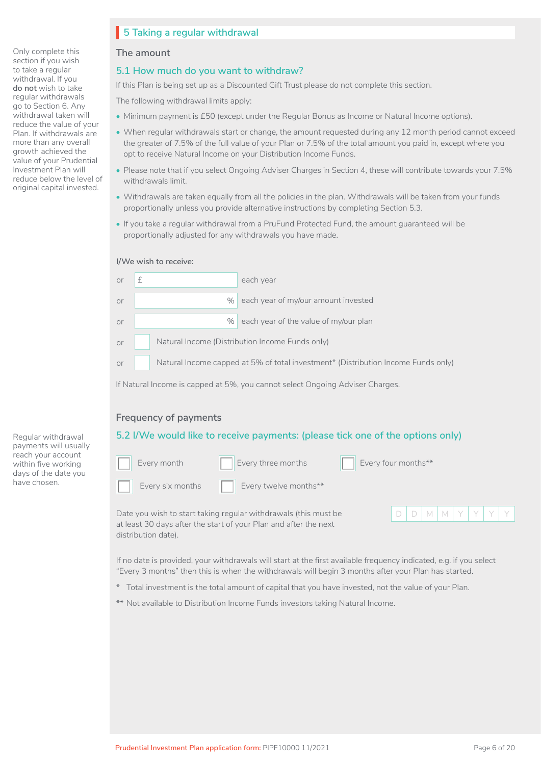## 5 Taking a regular withdrawal

Only complete this section if you wish to take a regular withdrawal. If you **do not** wish to take regular withdrawals go to Section 6. Any withdrawal taken will reduce the value of your Plan. If withdrawals are more than any overall growth achieved the value of your Prudential Investment Plan will reduce below the level of original capital invested.

### The amount

### 5.1 How much do you want to withdraw?

If this Plan is being set up as a Discounted Gift Trust please do not complete this section.

The following withdrawal limits apply:

- Minimum payment is £50 (except under the Regular Bonus as Income or Natural Income options).
- When regular withdrawals start or change, the amount requested during any 12 month period cannot exceed the greater of 7.5% of the full value of your Plan or 7.5% of the total amount you paid in, except where you opt to receive Natural Income on your Distribution Income Funds.
- Please note that if you select Ongoing Adviser Charges in Section 4, these will contribute towards your 7.5% withdrawals limit.
- Withdrawals are taken equally from all the policies in the plan. Withdrawals will be taken from your funds proportionally unless you provide alternative instructions by completing Section 5.3.
- If you take a regular withdrawal from a PruFund Protected Fund, the amount guaranteed will be proportionally adjusted for any withdrawals you have made.

**I/We wish to receive:**

or £ ______ each year

or ______ % each year of my/our amount invested

or ______ % each year of the value of my/our plan

or ☐ Natural Income (Distribution Income Funds only)

or ☐ Natural Income capped at 5% of total investment* (Distribution Income Funds only)

If Natural Income is capped at 5%, you cannot select Ongoing Adviser Charges.

### Frequency of payments

Regular withdrawal payments will usually reach your account within five working days of the date you have chosen.

### 5.2 I/We would like to receive payments: (please tick one of the options only)

☐ Every month ☐ Every three months ☐ Every four months**

☐ Every six months ☐ Every twelve months**

Date you wish to start taking regular withdrawals (this must be at least 30 days after the start of your Plan and after the next distribution date). D D M M Y Y Y Y

If no date is provided, your withdrawals will start at the first available frequency indicated, e.g. if you select "Every 3 months" then this is when the withdrawals will begin 3 months after your Plan has started.

\* Total investment is the total amount of capital that you have invested, not the value of your Plan.

** Not available to Distribution Income Funds investors taking Natural Income.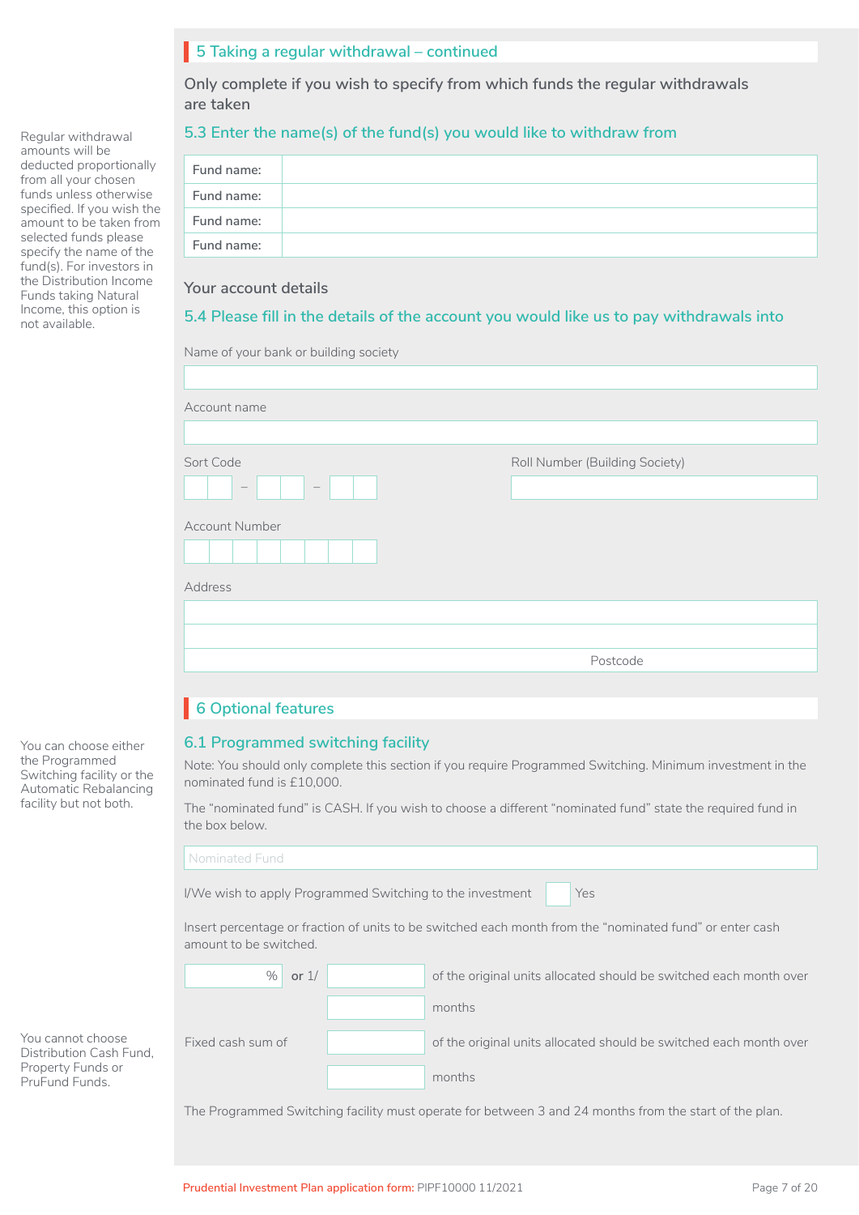## 5 Taking a regular withdrawal – continued

Only complete if you wish to specify from which funds the regular withdrawals are taken

Regular withdrawal amounts will be deducted proportionally from all your chosen funds unless otherwise specified. If you wish the amount to be taken from selected funds please specify the name of the fund(s). For investors in the Distribution Income Funds taking Natural Income, this option is not available.

### 5.3 Enter the name(s) of the fund(s) you would like to withdraw from

| | |
|---|---|
| Fund name: | |
| Fund name: | |
| Fund name: | |
| Fund name: | |

Your account details

### 5.4 Please fill in the details of the account you would like us to pay withdrawals into

Name of your bank or building society

Account name

Sort Code

Roll Number (Building Society)

Account Number

Address

Postcode

## 6 Optional features

You can choose either the Programmed Switching facility or the Automatic Rebalancing facility but not both.

### 6.1 Programmed switching facility

Note: You should only complete this section if you require Programmed Switching. Minimum investment in the nominated fund is £10,000.

The "nominated fund" is CASH. If you wish to choose a different "nominated fund" state the required fund in the box below.

Nominated Fund

I/We wish to apply Programmed Switching to the investment ☐ Yes

Insert percentage or fraction of units to be switched each month from the "nominated fund" or enter cash amount to be switched.

You cannot choose Distribution Cash Fund, Property Funds or PruFund Funds.

% **or** 1/ of the original units allocated should be switched each month over months

Fixed cash sum of of the original units allocated should be switched each month over months

The Programmed Switching facility must operate for between 3 and 24 months from the start of the plan.

Prudential Investment Plan application form: PIPF10000 11/2021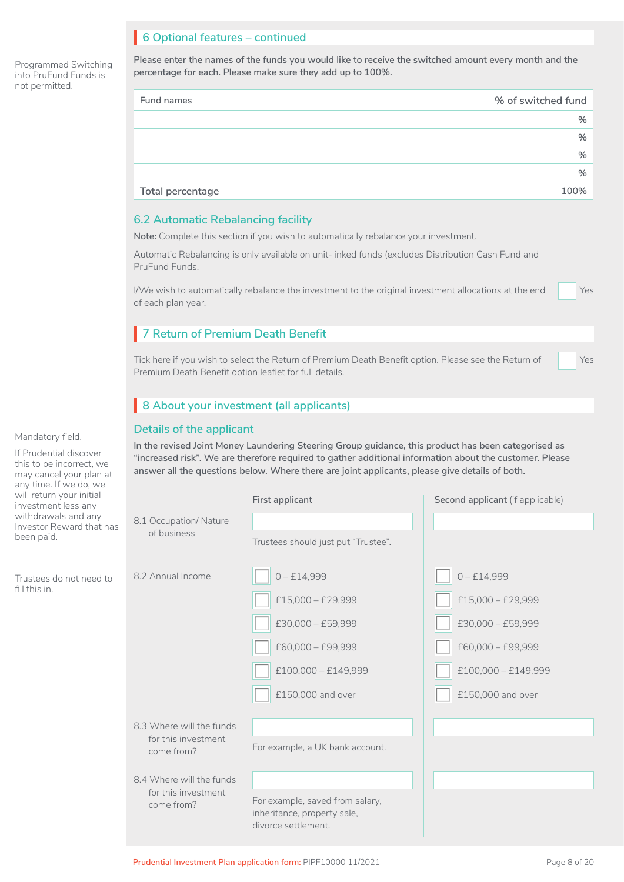## 6 Optional features – continued

Programmed Switching into PruFund Funds is not permitted.

**Please enter the names of the funds you would like to receive the switched amount every month and the percentage for each. Please make sure they add up to 100%.**

| Fund names | % of switched fund |
|---|---|
| | % |
| | % |
| | % |
| | % |
| Total percentage | 100% |

### 6.2 Automatic Rebalancing facility

**Note:** Complete this section if you wish to automatically rebalance your investment.

Automatic Rebalancing is only available on unit-linked funds (excludes Distribution Cash Fund and PruFund Funds.

I/We wish to automatically rebalance the investment to the original investment allocations at the end of each plan year. ☐ Yes

## 7 Return of Premium Death Benefit

Tick here if you wish to select the Return of Premium Death Benefit option. Please see the Return of Premium Death Benefit option leaflet for full details. ☐ Yes

## 8 About your investment (all applicants)

### Details of the applicant

Mandatory field.

If Prudential discover this to be incorrect, we may cancel your plan at any time. If we do, we will return your initial investment less any withdrawals and any Investor Reward that has been paid.

**In the revised Joint Money Laundering Steering Group guidance, this product has been categorised as "increased risk". We are therefore required to gather additional information about the customer. Please answer all the questions below. Where there are joint applicants, please give details of both.**

| | First applicant | Second applicant (if applicable) |
|---|---|---|
| 8.1 Occupation/ Nature of business | Trustees should just put "Trustee". | |
| 8.2 Annual Income | ☐ 0 – £14,999<br>☐ £15,000 – £29,999<br>☐ £30,000 – £59,999<br>☐ £60,000 – £99,999<br>☐ £100,000 – £149,999<br>☐ £150,000 and over | ☐ 0 – £14,999<br>☐ £15,000 – £29,999<br>☐ £30,000 – £59,999<br>☐ £60,000 – £99,999<br>☐ £100,000 – £149,999<br>☐ £150,000 and over |
| 8.3 Where will the funds for this investment come from? | For example, a UK bank account. | |
| 8.4 Where will the funds for this investment come from? | For example, saved from salary, inheritance, property sale, divorce settlement. | |

Trustees do not need to fill this in.

Prudential Investment Plan application form: PIPF10000 11/2021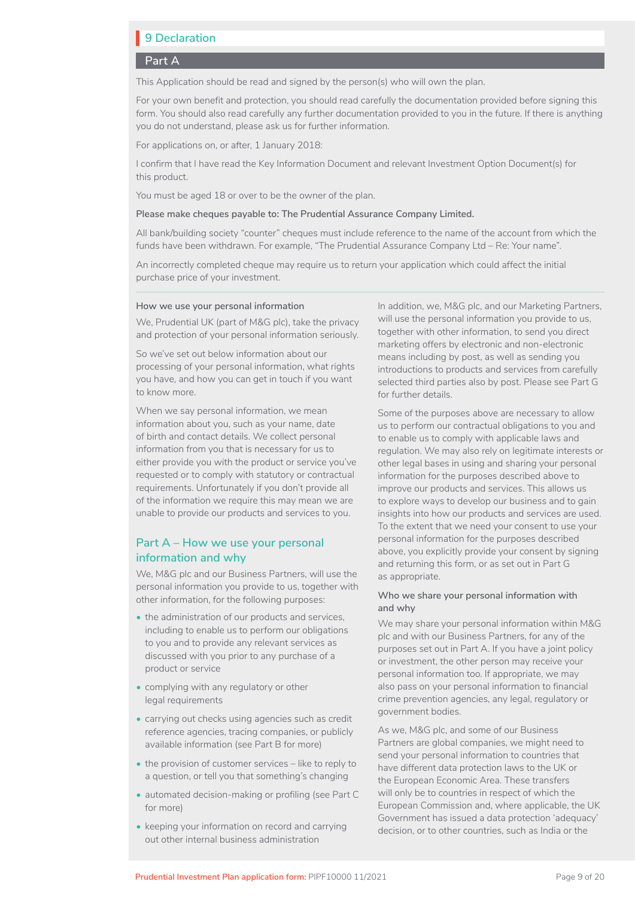## 9 Declaration

### Part A

This Application should be read and signed by the person(s) who will own the plan.

For your own benefit and protection, you should read carefully the documentation provided before signing this form. You should also read carefully any further documentation provided to you in the future. If there is anything you do not understand, please ask us for further information.

For applications on, or after, 1 January 2018:

I confirm that I have read the Key Information Document and relevant Investment Option Document(s) for this product.

You must be aged 18 or over to be the owner of the plan.

**Please make cheques payable to: The Prudential Assurance Company Limited.**

All bank/building society "counter" cheques must include reference to the name of the account from which the funds have been withdrawn. For example, "The Prudential Assurance Company Ltd – Re: Your name".

An incorrectly completed cheque may require us to return your application which could affect the initial purchase price of your investment.

**How we use your personal information**

We, Prudential UK (part of M&G plc), take the privacy and protection of your personal information seriously.

So we've set out below information about our processing of your personal information, what rights you have, and how you can get in touch if you want to know more.

When we say personal information, we mean information about you, such as your name, date of birth and contact details. We collect personal information from you that is necessary for us to either provide you with the product or service you've requested or to comply with statutory or contractual requirements. Unfortunately if you don't provide all of the information we require this may mean we are unable to provide our products and services to you.

### Part A – How we use your personal information and why

We, M&G plc and our Business Partners, will use the personal information you provide to us, together with other information, for the following purposes:

- the administration of our products and services, including to enable us to perform our obligations to you and to provide any relevant services as discussed with you prior to any purchase of a product or service
- complying with any regulatory or other legal requirements
- carrying out checks using agencies such as credit reference agencies, tracing companies, or publicly available information (see Part B for more)
- the provision of customer services – like to reply to a question, or tell you that something's changing
- automated decision-making or profiling (see Part C for more)
- keeping your information on record and carrying out other internal business administration

In addition, we, M&G plc, and our Marketing Partners, will use the personal information you provide to us, together with other information, to send you direct marketing offers by electronic and non-electronic means including by post, as well as sending you introductions to products and services from carefully selected third parties also by post. Please see Part G for further details.

Some of the purposes above are necessary to allow us to perform our contractual obligations to you and to enable us to comply with applicable laws and regulation. We may also rely on legitimate interests or other legal bases in using and sharing your personal information for the purposes described above to improve our products and services. This allows us to explore ways to develop our business and to gain insights into how our products and services are used. To the extent that we need your consent to use your personal information for the purposes described above, you explicitly provide your consent by signing and returning this form, or as set out in Part G as appropriate.

**Who we share your personal information with and why**

We may share your personal information within M&G plc and with our Business Partners, for any of the purposes set out in Part A. If you have a joint policy or investment, the other person may receive your personal information too. If appropriate, we may also pass on your personal information to financial crime prevention agencies, any legal, regulatory or government bodies.

As we, M&G plc, and some of our Business Partners are global companies, we might need to send your personal information to countries that have different data protection laws to the UK or the European Economic Area. These transfers will only be to countries in respect of which the European Commission and, where applicable, the UK Government has issued a data protection 'adequacy' decision, or to other countries, such as India or the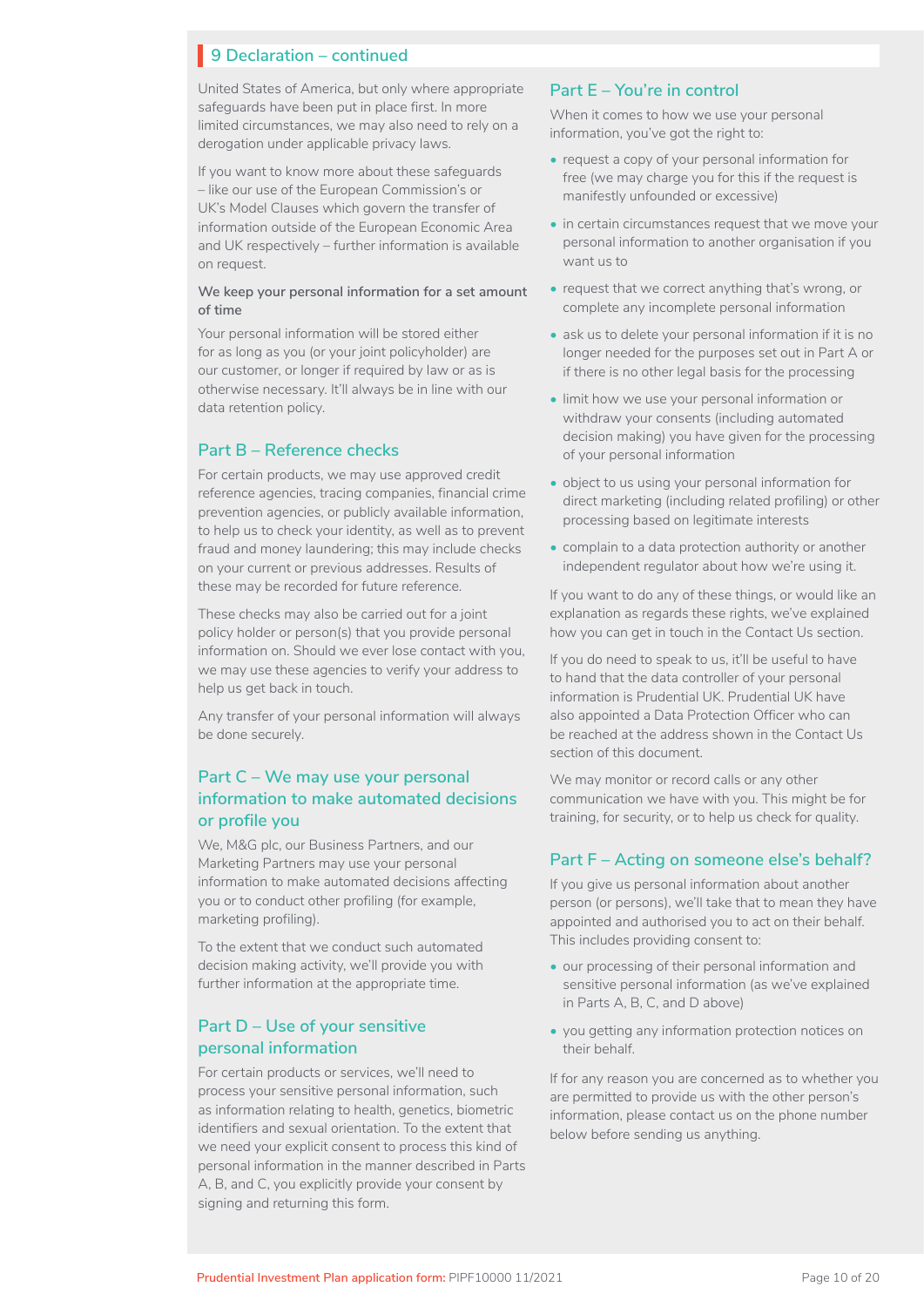## 9 Declaration – continued

United States of America, but only where appropriate safeguards have been put in place first. In more limited circumstances, we may also need to rely on a derogation under applicable privacy laws.

If you want to know more about these safeguards – like our use of the European Commission's or UK's Model Clauses which govern the transfer of information outside of the European Economic Area and UK respectively – further information is available on request.

**We keep your personal information for a set amount of time**

Your personal information will be stored either for as long as you (or your joint policyholder) are our customer, or longer if required by law or as is otherwise necessary. It'll always be in line with our data retention policy.

### Part B – Reference checks

For certain products, we may use approved credit reference agencies, tracing companies, financial crime prevention agencies, or publicly available information, to help us to check your identity, as well as to prevent fraud and money laundering; this may include checks on your current or previous addresses. Results of these may be recorded for future reference.

These checks may also be carried out for a joint policy holder or person(s) that you provide personal information on. Should we ever lose contact with you, we may use these agencies to verify your address to help us get back in touch.

Any transfer of your personal information will always be done securely.

### Part C – We may use your personal information to make automated decisions or profile you

We, M&G plc, our Business Partners, and our Marketing Partners may use your personal information to make automated decisions affecting you or to conduct other profiling (for example, marketing profiling).

To the extent that we conduct such automated decision making activity, we'll provide you with further information at the appropriate time.

### Part D – Use of your sensitive personal information

For certain products or services, we'll need to process your sensitive personal information, such as information relating to health, genetics, biometric identifiers and sexual orientation. To the extent that we need your explicit consent to process this kind of personal information in the manner described in Parts A, B, and C, you explicitly provide your consent by signing and returning this form.

### Part E – You're in control

When it comes to how we use your personal information, you've got the right to:

- request a copy of your personal information for free (we may charge you for this if the request is manifestly unfounded or excessive)
- in certain circumstances request that we move your personal information to another organisation if you want us to
- request that we correct anything that's wrong, or complete any incomplete personal information
- ask us to delete your personal information if it is no longer needed for the purposes set out in Part A or if there is no other legal basis for the processing
- limit how we use your personal information or withdraw your consents (including automated decision making) you have given for the processing of your personal information
- object to us using your personal information for direct marketing (including related profiling) or other processing based on legitimate interests
- complain to a data protection authority or another independent regulator about how we're using it.

If you want to do any of these things, or would like an explanation as regards these rights, we've explained how you can get in touch in the Contact Us section.

If you do need to speak to us, it'll be useful to have to hand that the data controller of your personal information is Prudential UK. Prudential UK have also appointed a Data Protection Officer who can be reached at the address shown in the Contact Us section of this document.

We may monitor or record calls or any other communication we have with you. This might be for training, for security, or to help us check for quality.

### Part F – Acting on someone else's behalf?

If you give us personal information about another person (or persons), we'll take that to mean they have appointed and authorised you to act on their behalf. This includes providing consent to:

- our processing of their personal information and sensitive personal information (as we've explained in Parts A, B, C, and D above)
- you getting any information protection notices on their behalf.

If for any reason you are concerned as to whether you are permitted to provide us with the other person's information, please contact us on the phone number below before sending us anything.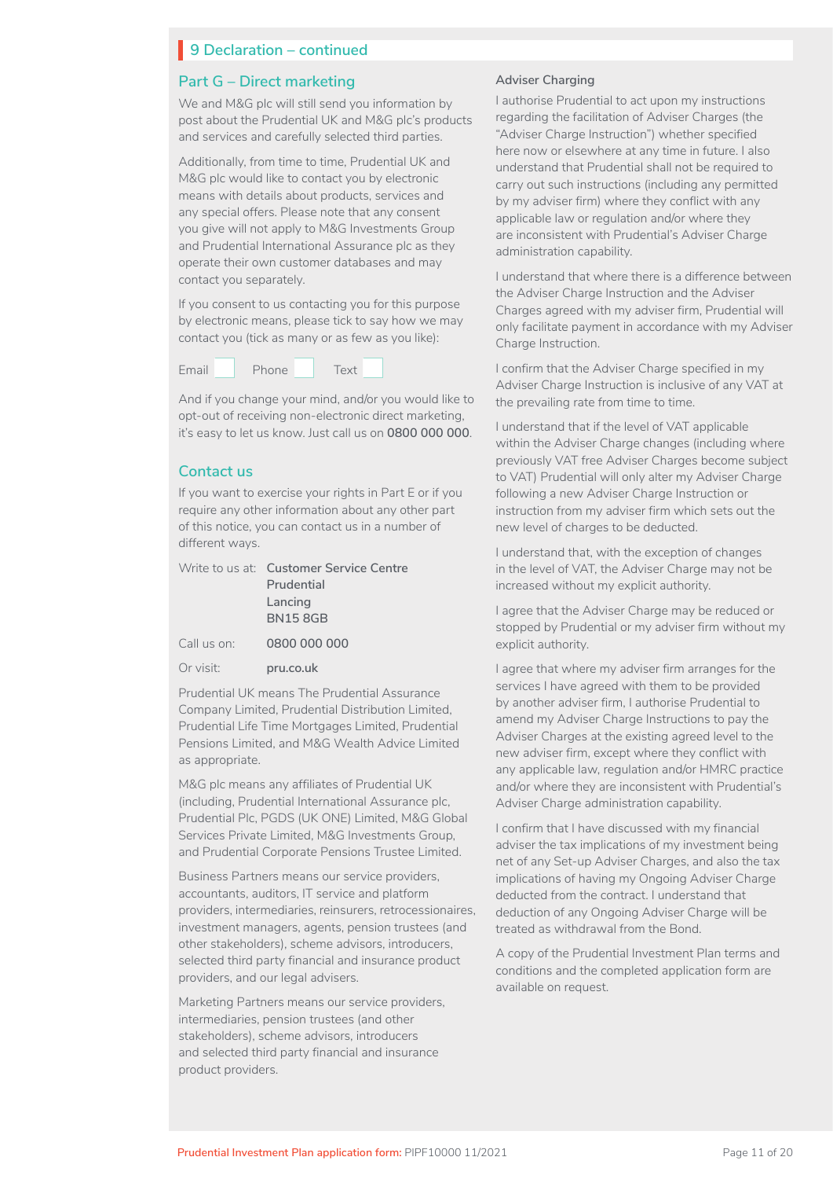## 9 Declaration – continued

### Part G – Direct marketing

We and M&G plc will still send you information by post about the Prudential UK and M&G plc's products and services and carefully selected third parties.

Additionally, from time to time, Prudential UK and M&G plc would like to contact you by electronic means with details about products, services and any special offers. Please note that any consent you give will not apply to M&G Investments Group and Prudential International Assurance plc as they operate their own customer databases and may contact you separately.

If you consent to us contacting you for this purpose by electronic means, please tick to say how we may contact you (tick as many or as few as you like):

Email ☐ Phone ☐ Text ☐

And if you change your mind, and/or you would like to opt-out of receiving non-electronic direct marketing, it's easy to let us know. Just call us on **0800 000 000**.

### Contact us

If you want to exercise your rights in Part E or if you require any other information about any other part of this notice, you can contact us in a number of different ways.

| | |
|---|---|
| Write to us at: | **Customer Service Centre**<br>**Prudential**<br>**Lancing**<br>**BN15 8GB** |
| Call us on: | **0800 000 000** |
| Or visit: | **pru.co.uk** |

Prudential UK means The Prudential Assurance Company Limited, Prudential Distribution Limited, Prudential Life Time Mortgages Limited, Prudential Pensions Limited, and M&G Wealth Advice Limited as appropriate.

M&G plc means any affiliates of Prudential UK (including, Prudential International Assurance plc, Prudential Plc, PGDS (UK ONE) Limited, M&G Global Services Private Limited, M&G Investments Group, and Prudential Corporate Pensions Trustee Limited.

Business Partners means our service providers, accountants, auditors, IT service and platform providers, intermediaries, reinsurers, retrocessionaires, investment managers, agents, pension trustees (and other stakeholders), scheme advisors, introducers, selected third party financial and insurance product providers, and our legal advisers.

Marketing Partners means our service providers, intermediaries, pension trustees (and other stakeholders), scheme advisors, introducers and selected third party financial and insurance product providers.

**Adviser Charging**

I authorise Prudential to act upon my instructions regarding the facilitation of Adviser Charges (the "Adviser Charge Instruction") whether specified here now or elsewhere at any time in future. I also understand that Prudential shall not be required to carry out such instructions (including any permitted by my adviser firm) where they conflict with any applicable law or regulation and/or where they are inconsistent with Prudential's Adviser Charge administration capability.

I understand that where there is a difference between the Adviser Charge Instruction and the Adviser Charges agreed with my adviser firm, Prudential will only facilitate payment in accordance with my Adviser Charge Instruction.

I confirm that the Adviser Charge specified in my Adviser Charge Instruction is inclusive of any VAT at the prevailing rate from time to time.

I understand that if the level of VAT applicable within the Adviser Charge changes (including where previously VAT free Adviser Charges become subject to VAT) Prudential will only alter my Adviser Charge following a new Adviser Charge Instruction or instruction from my adviser firm which sets out the new level of charges to be deducted.

I understand that, with the exception of changes in the level of VAT, the Adviser Charge may not be increased without my explicit authority.

I agree that the Adviser Charge may be reduced or stopped by Prudential or my adviser firm without my explicit authority.

I agree that where my adviser firm arranges for the services I have agreed with them to be provided by another adviser firm, I authorise Prudential to amend my Adviser Charge Instructions to pay the Adviser Charges at the existing agreed level to the new adviser firm, except where they conflict with any applicable law, regulation and/or HMRC practice and/or where they are inconsistent with Prudential's Adviser Charge administration capability.

I confirm that I have discussed with my financial adviser the tax implications of my investment being net of any Set-up Adviser Charges, and also the tax implications of having my Ongoing Adviser Charge deducted from the contract. I understand that deduction of any Ongoing Adviser Charge will be treated as withdrawal from the Bond.

A copy of the Prudential Investment Plan terms and conditions and the completed application form are available on request.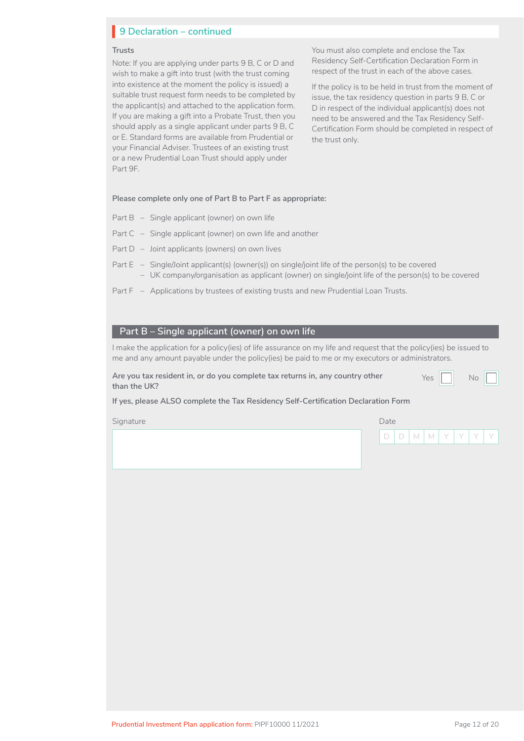## 9 Declaration – continued

### Trusts

Note: If you are applying under parts 9 B, C or D and wish to make a gift into trust (with the trust coming into existence at the moment the policy is issued) a suitable trust request form needs to be completed by the applicant(s) and attached to the application form. If you are making a gift into a Probate Trust, then you should apply as a single applicant under parts 9 B, C or E. Standard forms are available from Prudential or your Financial Adviser. Trustees of an existing trust or a new Prudential Loan Trust should apply under Part 9F.

You must also complete and enclose the Tax Residency Self-Certification Declaration Form in respect of the trust in each of the above cases.

If the policy is to be held in trust from the moment of issue, the tax residency question in parts 9 B, C or D in respect of the individual applicant(s) does not need to be answered and the Tax Residency Self-Certification Form should be completed in respect of the trust only.

**Please complete only one of Part B to Part F as appropriate:**

- Part B – Single applicant (owner) on own life
- Part C – Single applicant (owner) on own life and another
- Part D – Joint applicants (owners) on own lives
- Part E – Single/Joint applicant(s) (owner(s)) on single/joint life of the person(s) to be covered
  – UK company/organisation as applicant (owner) on single/joint life of the person(s) to be covered
- Part F – Applications by trustees of existing trusts and new Prudential Loan Trusts.

## Part B – Single applicant (owner) on own life

I make the application for a policy(ies) of life assurance on my life and request that the policy(ies) be issued to me and any amount payable under the policy(ies) be paid to me or my executors or administrators.

**Are you tax resident in, or do you complete tax returns in, any country other than the UK?** Yes ☐ No ☐

**If yes, please ALSO complete the Tax Residency Self-Certification Declaration Form**

Signature

Date D D M M Y Y Y Y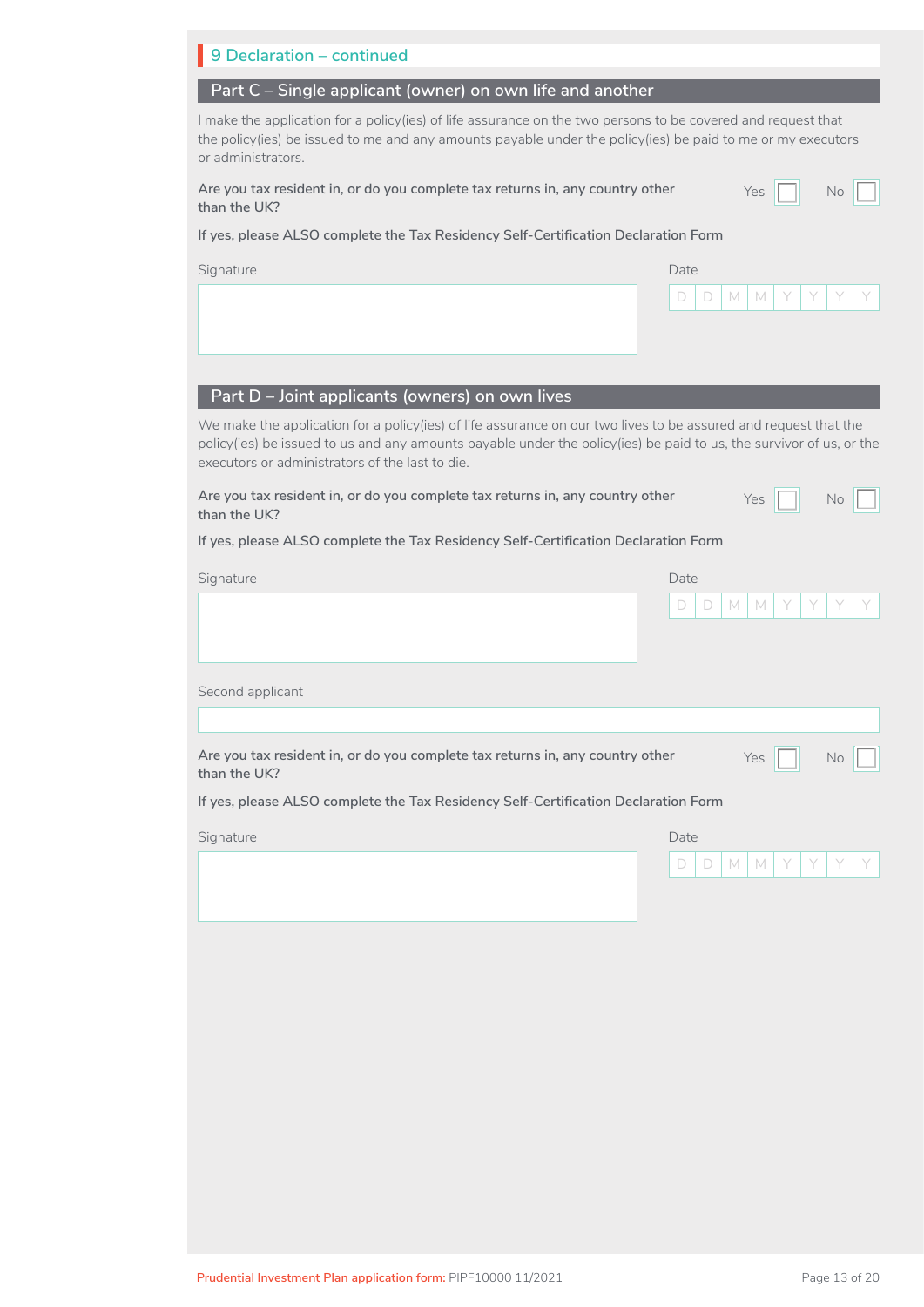## 9 Declaration – continued

### Part C – Single applicant (owner) on own life and another

I make the application for a policy(ies) of life assurance on the two persons to be covered and request that the policy(ies) be issued to me and any amounts payable under the policy(ies) be paid to me or my executors or administrators.

Are you tax resident in, or do you complete tax returns in, any country other than the UK? Yes ☐ No ☐

If yes, please ALSO complete the Tax Residency Self-Certification Declaration Form

Signature

Date D D M M Y Y Y Y

### Part D – Joint applicants (owners) on own lives

We make the application for a policy(ies) of life assurance on our two lives to be assured and request that the policy(ies) be issued to us and any amounts payable under the policy(ies) be paid to us, the survivor of us, or the executors or administrators of the last to die.

Are you tax resident in, or do you complete tax returns in, any country other than the UK? Yes ☐ No ☐

If yes, please ALSO complete the Tax Residency Self-Certification Declaration Form

Signature

Date D D M M Y Y Y Y

Second applicant

Are you tax resident in, or do you complete tax returns in, any country other than the UK? Yes ☐ No ☐

If yes, please ALSO complete the Tax Residency Self-Certification Declaration Form

Signature

Date D D M M Y Y Y Y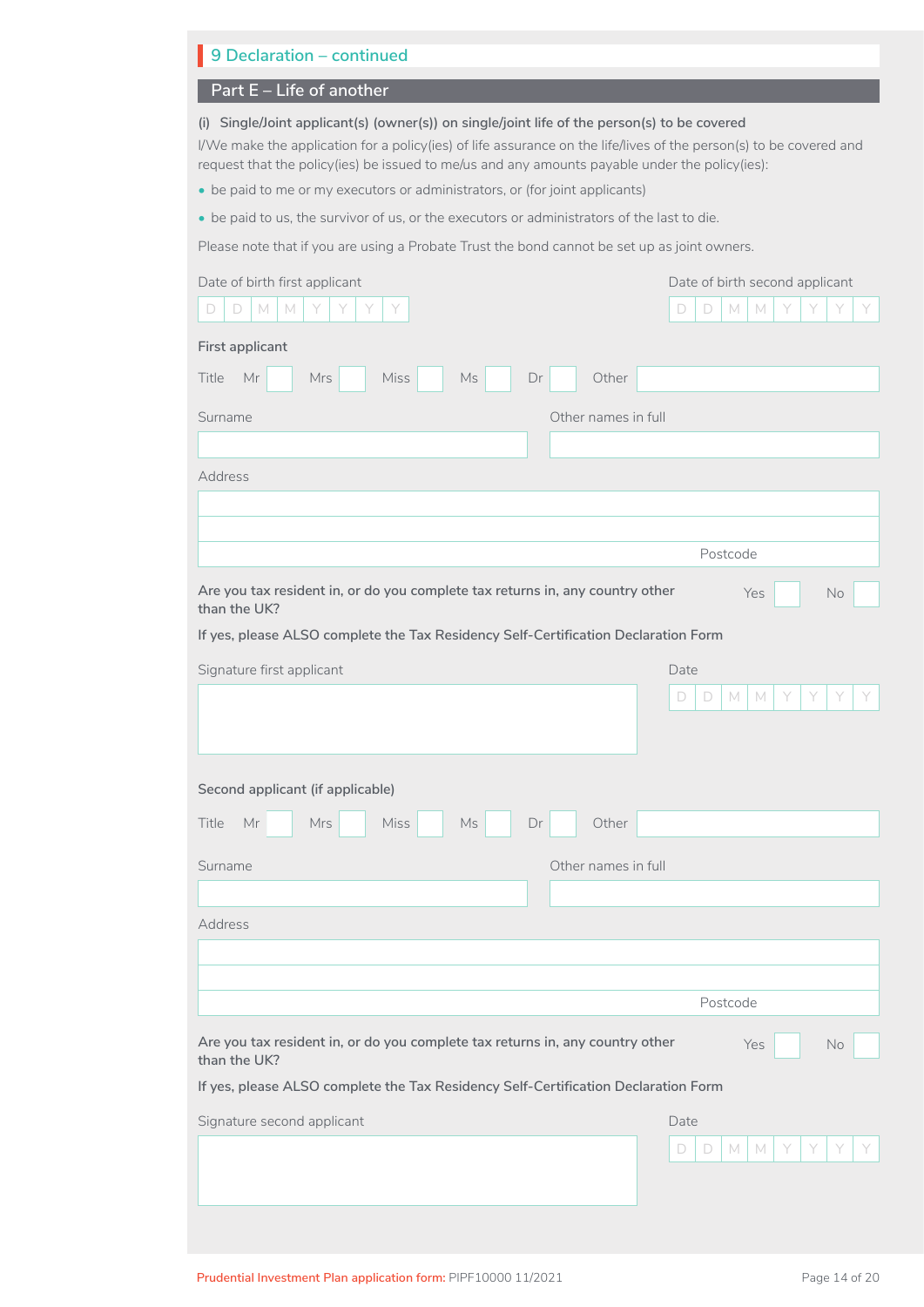## 9 Declaration – continued

### Part E – Life of another

**(i) Single/Joint applicant(s) (owner(s)) on single/joint life of the person(s) to be covered**

I/We make the application for a policy(ies) of life assurance on the life/lives of the person(s) to be covered and request that the policy(ies) be issued to me/us and any amounts payable under the policy(ies):

- be paid to me or my executors or administrators, or (for joint applicants)
- be paid to us, the survivor of us, or the executors or administrators of the last to die.

Please note that if you are using a Probate Trust the bond cannot be set up as joint owners.

Date of birth first applicant D D M M Y Y Y Y

Date of birth second applicant D D M M Y Y Y Y

**First applicant**

Title Mr ☐ Mrs ☐ Miss ☐ Ms ☐ Dr ☐ Other

Surname

Other names in full

Address

Postcode

**Are you tax resident in, or do you complete tax returns in, any country other than the UK?** Yes ☐ No ☐

**If yes, please ALSO complete the Tax Residency Self-Certification Declaration Form**

Signature first applicant

Date D D M M Y Y Y Y

**Second applicant (if applicable)**

Title Mr ☐ Mrs ☐ Miss ☐ Ms ☐ Dr ☐ Other

Surname

Other names in full

Address

Postcode

**Are you tax resident in, or do you complete tax returns in, any country other than the UK?** Yes ☐ No ☐

**If yes, please ALSO complete the Tax Residency Self-Certification Declaration Form**

Signature second applicant

Date D D M M Y Y Y Y

Prudential Investment Plan application form: PIPF10000 11/2021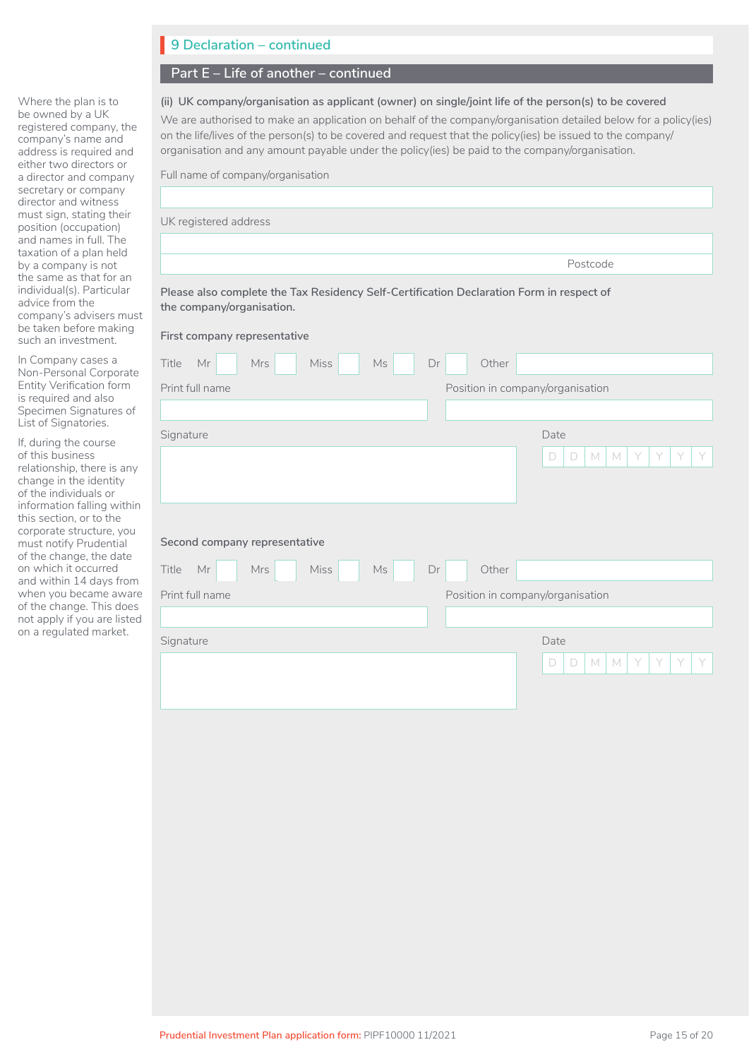## 9 Declaration – continued

### Part E – Life of another – continued

Where the plan is to be owned by a UK registered company, the company's name and address is required and either two directors or a director and company secretary or company director and witness must sign, stating their position (occupation) and names in full. The taxation of a plan held by a company is not the same as that for an individual(s). Particular advice from the company's advisers must be taken before making such an investment.

In Company cases a Non-Personal Corporate Entity Verification form is required and also Specimen Signatures of List of Signatories.

If, during the course of this business relationship, there is any change in the identity of the individuals or information falling within this section, or to the corporate structure, you must notify Prudential of the change, the date on which it occurred and within 14 days from when you became aware of the change. This does not apply if you are listed on a regulated market.

**(ii) UK company/organisation as applicant (owner) on single/joint life of the person(s) to be covered**

We are authorised to make an application on behalf of the company/organisation detailed below for a policy(ies) on the life/lives of the person(s) to be covered and request that the policy(ies) be issued to the company/organisation and any amount payable under the policy(ies) be paid to the company/organisation.

Full name of company/organisation

UK registered address

Postcode

**Please also complete the Tax Residency Self-Certification Declaration Form in respect of the company/organisation.**

**First company representative**

Title Mr ☐ Mrs ☐ Miss ☐ Ms ☐ Dr ☐ Other

Print full name

Position in company/organisation

Signature

Date D D M M Y Y Y Y

**Second company representative**

Title Mr ☐ Mrs ☐ Miss ☐ Ms ☐ Dr ☐ Other

Print full name

Position in company/organisation

Signature

Date D D M M Y Y Y Y

Prudential Investment Plan application form: PIPF10000 11/2021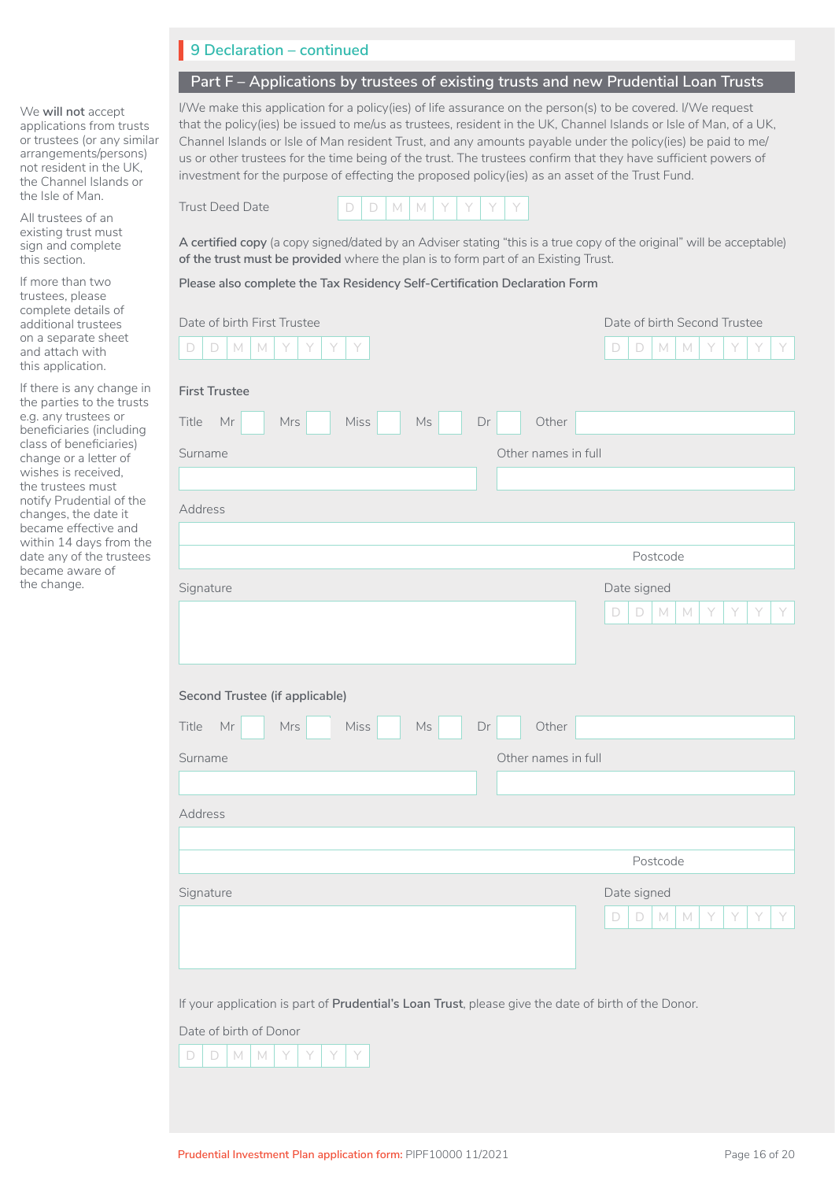## 9 Declaration – continued

### Part F – Applications by trustees of existing trusts and new Prudential Loan Trusts

We **will not** accept applications from trusts or trustees (or any similar arrangements/persons) not resident in the UK, the Channel Islands or the Isle of Man.

All trustees of an existing trust must sign and complete this section.

If more than two trustees, please complete details of additional trustees on a separate sheet and attach with this application.

If there is any change in the parties to the trusts e.g. any trustees or beneficiaries (including class of beneficiaries) change or a letter of wishes is received, the trustees must notify Prudential of the changes, the date it became effective and within 14 days from the date any of the trustees became aware of the change.

I/We make this application for a policy(ies) of life assurance on the person(s) to be covered. I/We request that the policy(ies) be issued to me/us as trustees, resident in the UK, Channel Islands or Isle of Man, of a UK, Channel Islands or Isle of Man resident Trust, and any amounts payable under the policy(ies) be paid to me/us or other trustees for the time being of the trust. The trustees confirm that they have sufficient powers of investment for the purpose of effecting the proposed policy(ies) as an asset of the Trust Fund.

Trust Deed Date D D M M Y Y Y Y

**A certified copy** (a copy signed/dated by an Adviser stating "this is a true copy of the original" will be acceptable) **of the trust must be provided** where the plan is to form part of an Existing Trust.

Please also complete the Tax Residency Self-Certification Declaration Form

Date of birth First Trustee D D M M Y Y Y Y

Date of birth Second Trustee D D M M Y Y Y Y

**First Trustee**

Title Mr ☐ Mrs ☐ Miss ☐ Ms ☐ Dr ☐ Other

Surname

Other names in full

Address

Postcode

Signature

Date signed D D M M Y Y Y Y

**Second Trustee (if applicable)**

Title Mr ☐ Mrs ☐ Miss ☐ Ms ☐ Dr ☐ Other

Surname

Other names in full

Address

Postcode

Signature

Date signed D D M M Y Y Y Y

If your application is part of **Prudential's Loan Trust**, please give the date of birth of the Donor.

Date of birth of Donor D D M M Y Y Y Y

Prudential Investment Plan application form: PIPF10000 11/2021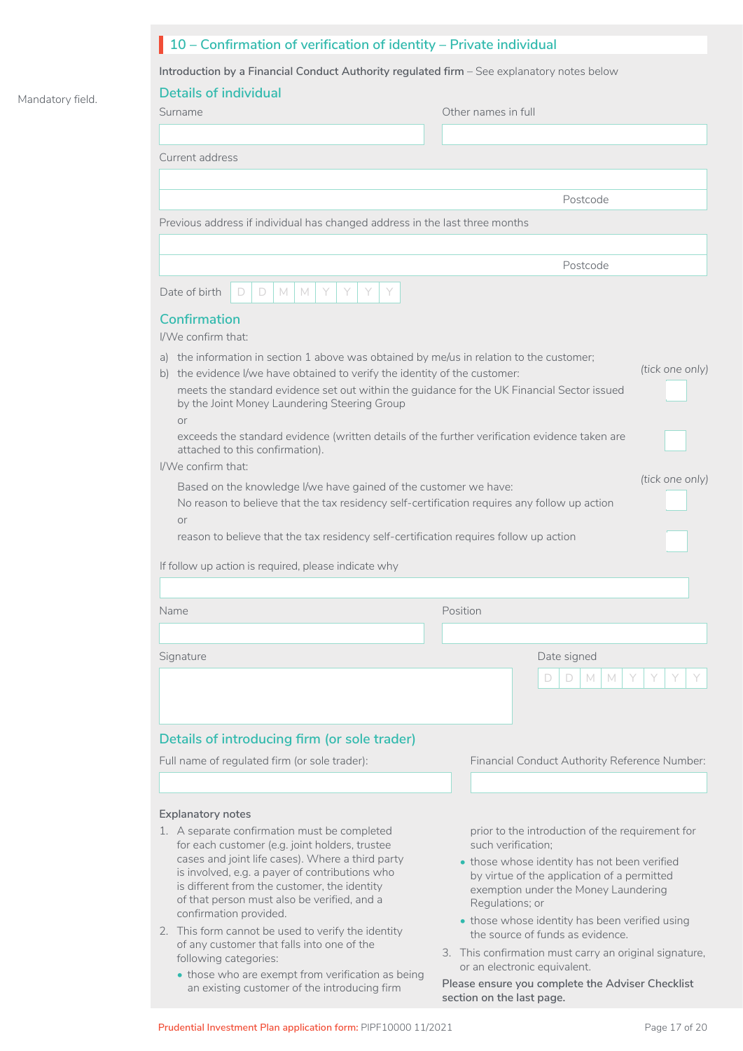## 10 – Confirmation of verification of identity – Private individual

Mandatory field.

**Introduction by a Financial Conduct Authority regulated firm** – See explanatory notes below

### Details of individual

Surname

Other names in full

Current address

Postcode

Previous address if individual has changed address in the last three months

Postcode

Date of birth D D M M Y Y Y Y

### Confirmation

I/We confirm that:

a) the information in section 1 above was obtained by me/us in relation to the customer;

b) the evidence I/we have obtained to verify the identity of the customer:

*(tick one only)*

meets the standard evidence set out within the guidance for the UK Financial Sector issued by the Joint Money Laundering Steering Group ☐

or

exceeds the standard evidence (written details of the further verification evidence taken are attached to this confirmation). ☐

I/We confirm that:

*(tick one only)*

Based on the knowledge I/we have gained of the customer we have:

No reason to believe that the tax residency self-certification requires any follow up action ☐

or

reason to believe that the tax residency self-certification requires follow up action ☐

If follow up action is required, please indicate why

Name

Position

Signature

Date signed D D M M Y Y Y Y

### Details of introducing firm (or sole trader)

Full name of regulated firm (or sole trader):

Financial Conduct Authority Reference Number:

**Explanatory notes**

1. A separate confirmation must be completed for each customer (e.g. joint holders, trustee cases and joint life cases). Where a third party is involved, e.g. a payer of contributions who is different from the customer, the identity of that person must also be verified, and a confirmation provided.
2. This form cannot be used to verify the identity of any customer that falls into one of the following categories:
   - those who are exempt from verification as being an existing customer of the introducing firm prior to the introduction of the requirement for such verification;
   - those whose identity has not been verified by virtue of the application of a permitted exemption under the Money Laundering Regulations; or
   - those whose identity has been verified using the source of funds as evidence.
3. This confirmation must carry an original signature, or an electronic equivalent.

**Please ensure you complete the Adviser Checklist section on the last page.**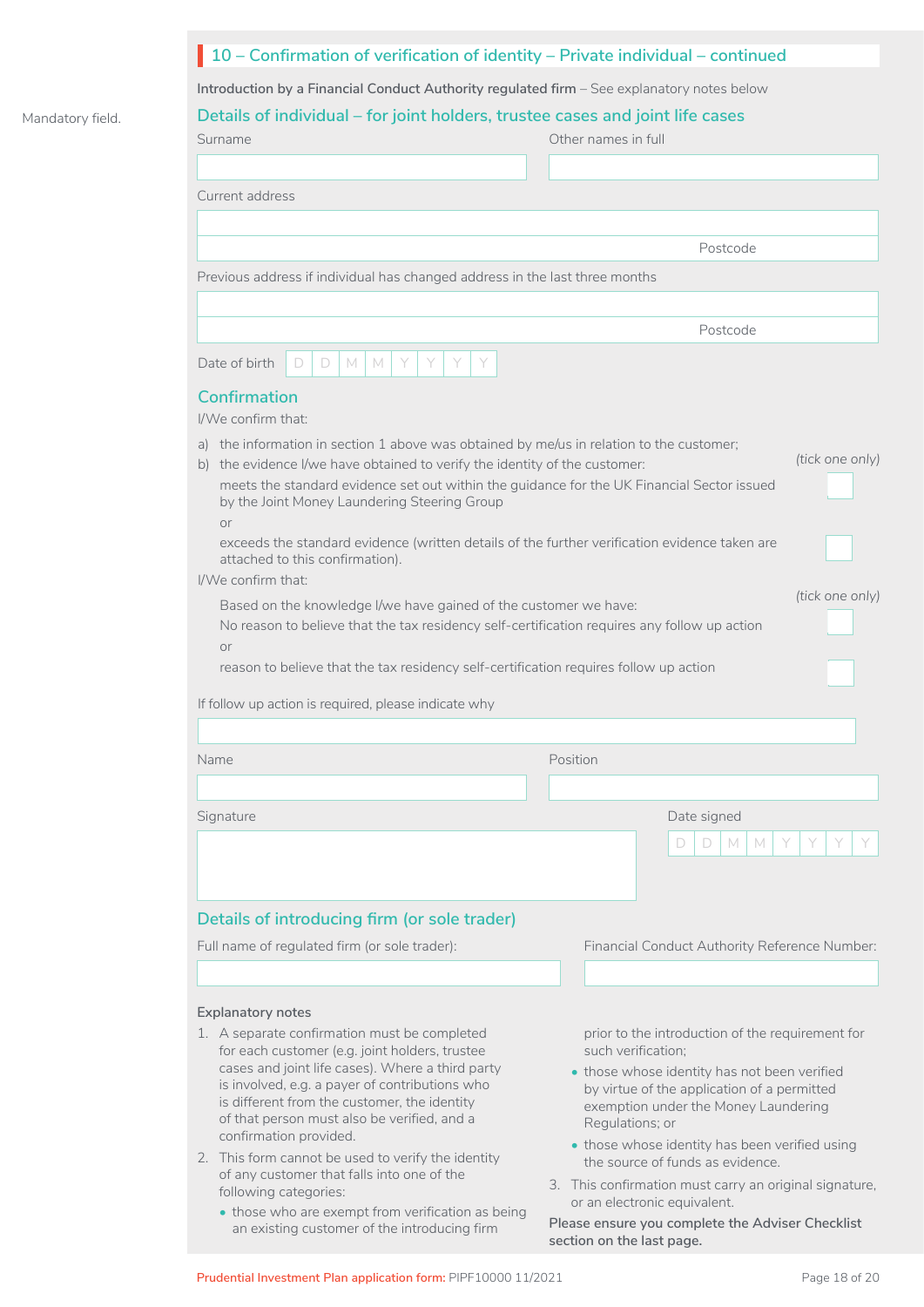## 10 – Confirmation of verification of identity – Private individual – continued

Mandatory field.

**Introduction by a Financial Conduct Authority regulated firm** – See explanatory notes below

### Details of individual – for joint holders, trustee cases and joint life cases

Surname

Other names in full

Current address

Postcode

Previous address if individual has changed address in the last three months

Postcode

Date of birth D D M M Y Y Y Y

### Confirmation

I/We confirm that:

a) the information in section 1 above was obtained by me/us in relation to the customer;

b) the evidence I/we have obtained to verify the identity of the customer:

*(tick one only)*

meets the standard evidence set out within the guidance for the UK Financial Sector issued by the Joint Money Laundering Steering Group ☐

or

exceeds the standard evidence (written details of the further verification evidence taken are attached to this confirmation). ☐

I/We confirm that:

*(tick one only)*

Based on the knowledge I/we have gained of the customer we have:

No reason to believe that the tax residency self-certification requires any follow up action ☐

or

reason to believe that the tax residency self-certification requires follow up action ☐

If follow up action is required, please indicate why

Name

Position

Signature

Date signed D D M M Y Y Y Y

### Details of introducing firm (or sole trader)

Full name of regulated firm (or sole trader):

Financial Conduct Authority Reference Number:

**Explanatory notes**

1. A separate confirmation must be completed for each customer (e.g. joint holders, trustee cases and joint life cases). Where a third party is involved, e.g. a payer of contributions who is different from the customer, the identity of that person must also be verified, and a confirmation provided.
2. This form cannot be used to verify the identity of any customer that falls into one of the following categories:
   - those who are exempt from verification as being an existing customer of the introducing firm prior to the introduction of the requirement for such verification;
   - those whose identity has not been verified by virtue of the application of a permitted exemption under the Money Laundering Regulations; or
   - those whose identity has been verified using the source of funds as evidence.
3. This confirmation must carry an original signature, or an electronic equivalent.

**Please ensure you complete the Adviser Checklist section on the last page.**

Prudential Investment Plan application form: PIPF10000 11/2021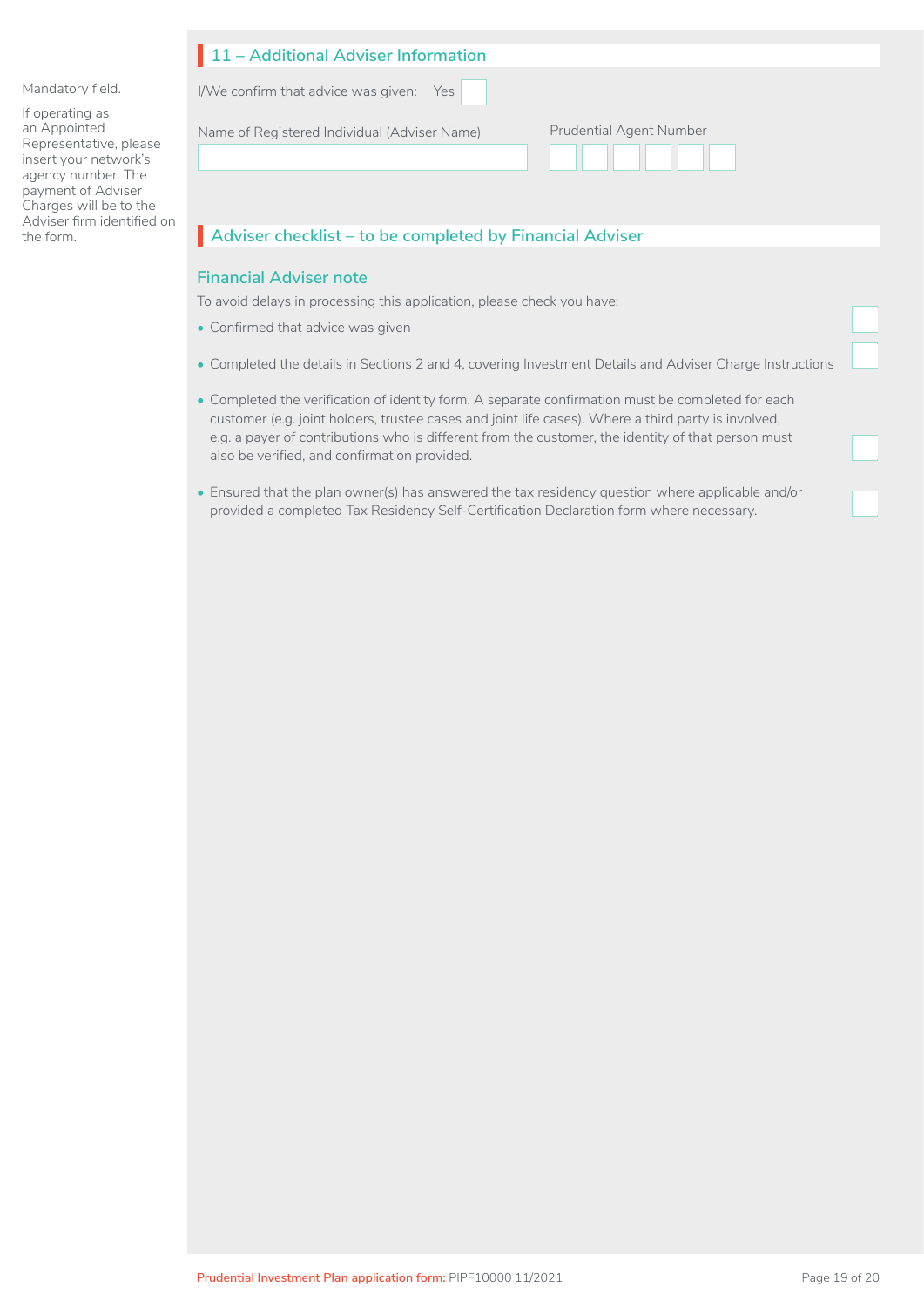## 11 – Additional Adviser Information

Mandatory field.

I/We confirm that advice was given: Yes ☐

If operating as an Appointed Representative, please insert your network's agency number. The payment of Adviser Charges will be to the Adviser firm identified on the form.

Name of Registered Individual (Adviser Name)

Prudential Agent Number

## Adviser checklist – to be completed by Financial Adviser

### Financial Adviser note

To avoid delays in processing this application, please check you have:

- Confirmed that advice was given ☐
- Completed the details in Sections 2 and 4, covering Investment Details and Adviser Charge Instructions ☐
- Completed the verification of identity form. A separate confirmation must be completed for each customer (e.g. joint holders, trustee cases and joint life cases). Where a third party is involved, e.g. a payer of contributions who is different from the customer, the identity of that person must also be verified, and confirmation provided. ☐
- Ensured that the plan owner(s) has answered the tax residency question where applicable and/or provided a completed Tax Residency Self-Certification Declaration form where necessary. ☐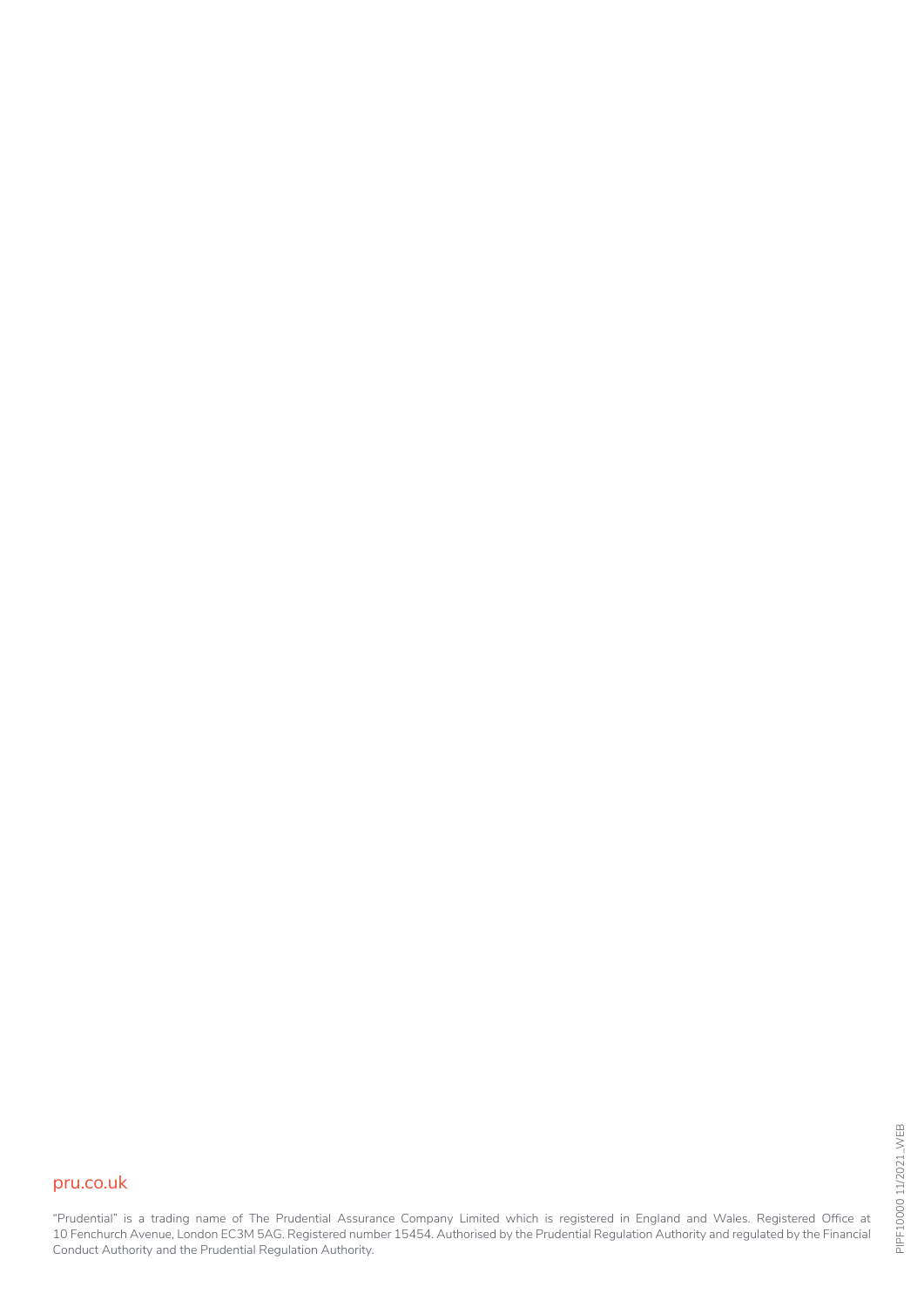pru.co.uk

"Prudential" is a trading name of The Prudential Assurance Company Limited which is registered in England and Wales. Registered Office at 10 Fenchurch Avenue, London EC3M 5AG. Registered number 15454. Authorised by the Prudential Regulation Authority and regulated by the Financial Conduct Authority and the Prudential Regulation Authority.

PIPF10000 11/2021_WEB